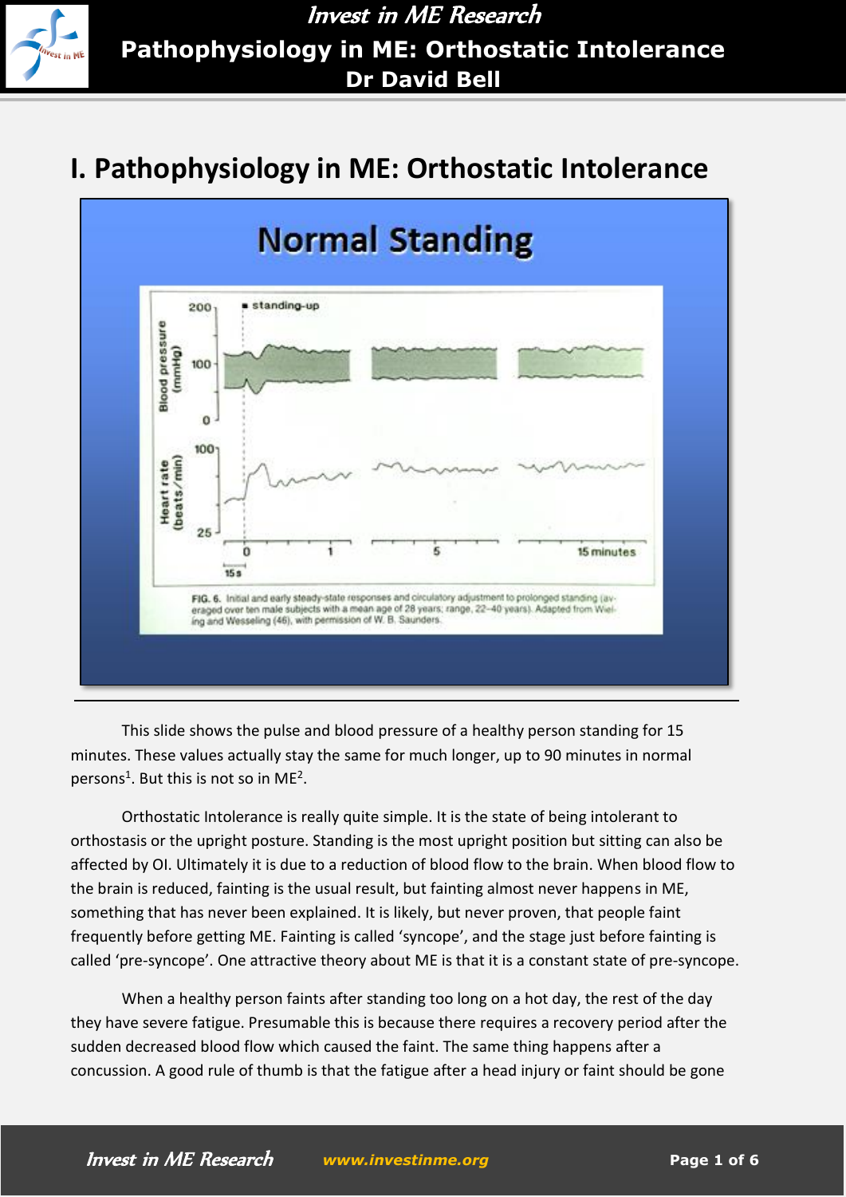# I. Pathophysiology in ME: Orthostatic Intolerance

This slide shows the pulse and blood pressure of a healthy person standing for 15 minutes. These values actually stay the same for much longer, up to 90 minutes in normal persons[1]. But this is not so in ME[2].

Orthostatic Intolerance is really quite simple. It is the state of being intolerant to orthostasis or the upright posture. Standing is the most upright position but sitting can also be affected by OI. Ultimately it is due to a reduction of blood flow to the brain. When blood flow to the brain is reduced, fainting is the usual result, but fainting almost never happens in ME, something that has never been explained. It is likely, but never proven, that people faint frequently before getting ME. Fainting is called 'syncope', and the stage just before fainting is called 'pre-syncope'. One attractive theory about ME is that it is a constant state of pre-syncope.

When a healthy person faints after standing too long on a hot day, the rest of the day they have severe fatigue. Presumable this is because there requires a recovery period after the sudden decreased blood flow which caused the faint. The same thing happens after a concussion. A good rule of thumb is that the fatigue after a head injury or faint should be gone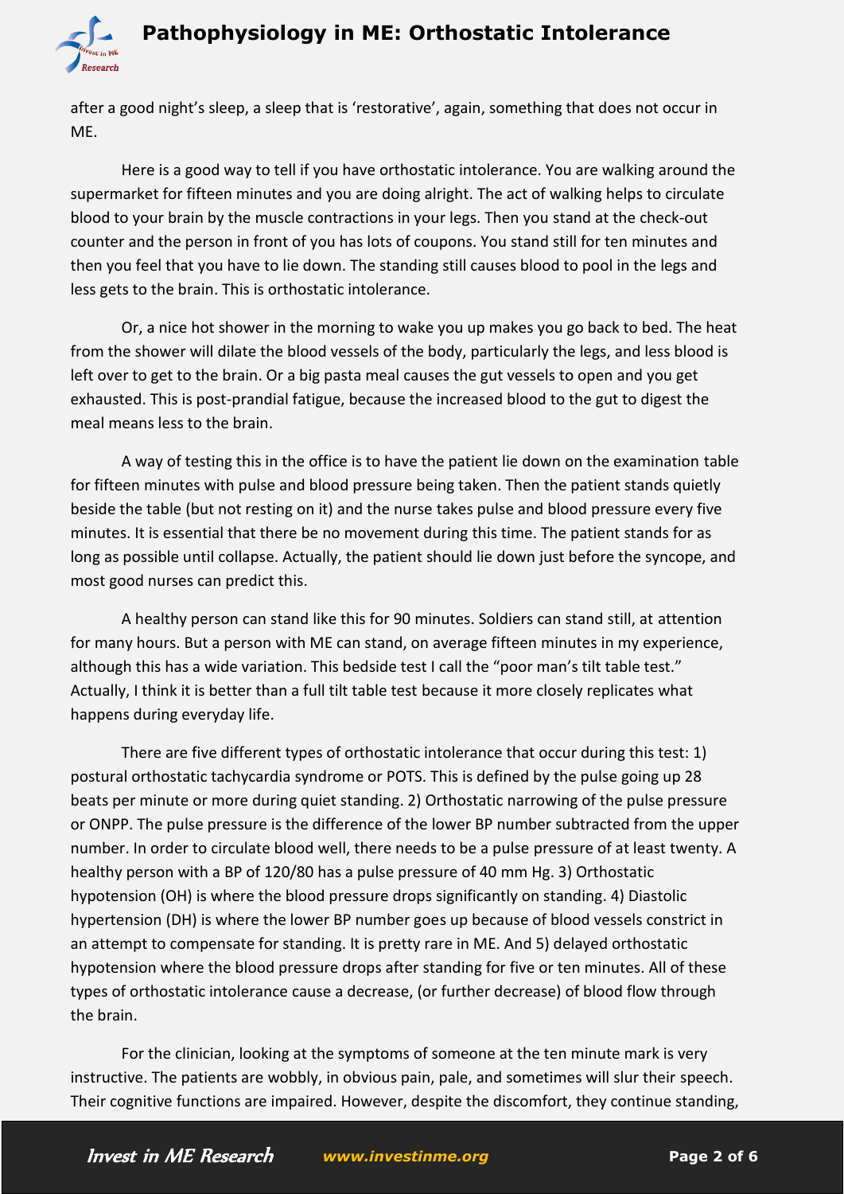after a good night's sleep, a sleep that is 'restorative', again, something that does not occur in ME.

Here is a good way to tell if you have orthostatic intolerance. You are walking around the supermarket for fifteen minutes and you are doing alright. The act of walking helps to circulate blood to your brain by the muscle contractions in your legs. Then you stand at the check-out counter and the person in front of you has lots of coupons. You stand still for ten minutes and then you feel that you have to lie down. The standing still causes blood to pool in the legs and less gets to the brain. This is orthostatic intolerance.

Or, a nice hot shower in the morning to wake you up makes you go back to bed. The heat from the shower will dilate the blood vessels of the body, particularly the legs, and less blood is left over to get to the brain. Or a big pasta meal causes the gut vessels to open and you get exhausted. This is post-prandial fatigue, because the increased blood to the gut to digest the meal means less to the brain.

A way of testing this in the office is to have the patient lie down on the examination table for fifteen minutes with pulse and blood pressure being taken. Then the patient stands quietly beside the table (but not resting on it) and the nurse takes pulse and blood pressure every five minutes. It is essential that there be no movement during this time. The patient stands for as long as possible until collapse. Actually, the patient should lie down just before the syncope, and most good nurses can predict this.

A healthy person can stand like this for 90 minutes. Soldiers can stand still, at attention for many hours. But a person with ME can stand, on average fifteen minutes in my experience, although this has a wide variation. This bedside test I call the "poor man's tilt table test." Actually, I think it is better than a full tilt table test because it more closely replicates what happens during everyday life.

There are five different types of orthostatic intolerance that occur during this test: 1) postural orthostatic tachycardia syndrome or POTS. This is defined by the pulse going up 28 beats per minute or more during quiet standing. 2) Orthostatic narrowing of the pulse pressure or ONPP. The pulse pressure is the difference of the lower BP number subtracted from the upper number. In order to circulate blood well, there needs to be a pulse pressure of at least twenty. A healthy person with a BP of 120/80 has a pulse pressure of 40 mm Hg. 3) Orthostatic hypotension (OH) is where the blood pressure drops significantly on standing. 4) Diastolic hypertension (DH) is where the lower BP number goes up because of blood vessels constrict in an attempt to compensate for standing. It is pretty rare in ME. And 5) delayed orthostatic hypotension where the blood pressure drops after standing for five or ten minutes. All of these types of orthostatic intolerance cause a decrease, (or further decrease) of blood flow through the brain.

For the clinician, looking at the symptoms of someone at the ten minute mark is very instructive. The patients are wobbly, in obvious pain, pale, and sometimes will slur their speech. Their cognitive functions are impaired. However, despite the discomfort, they continue standing,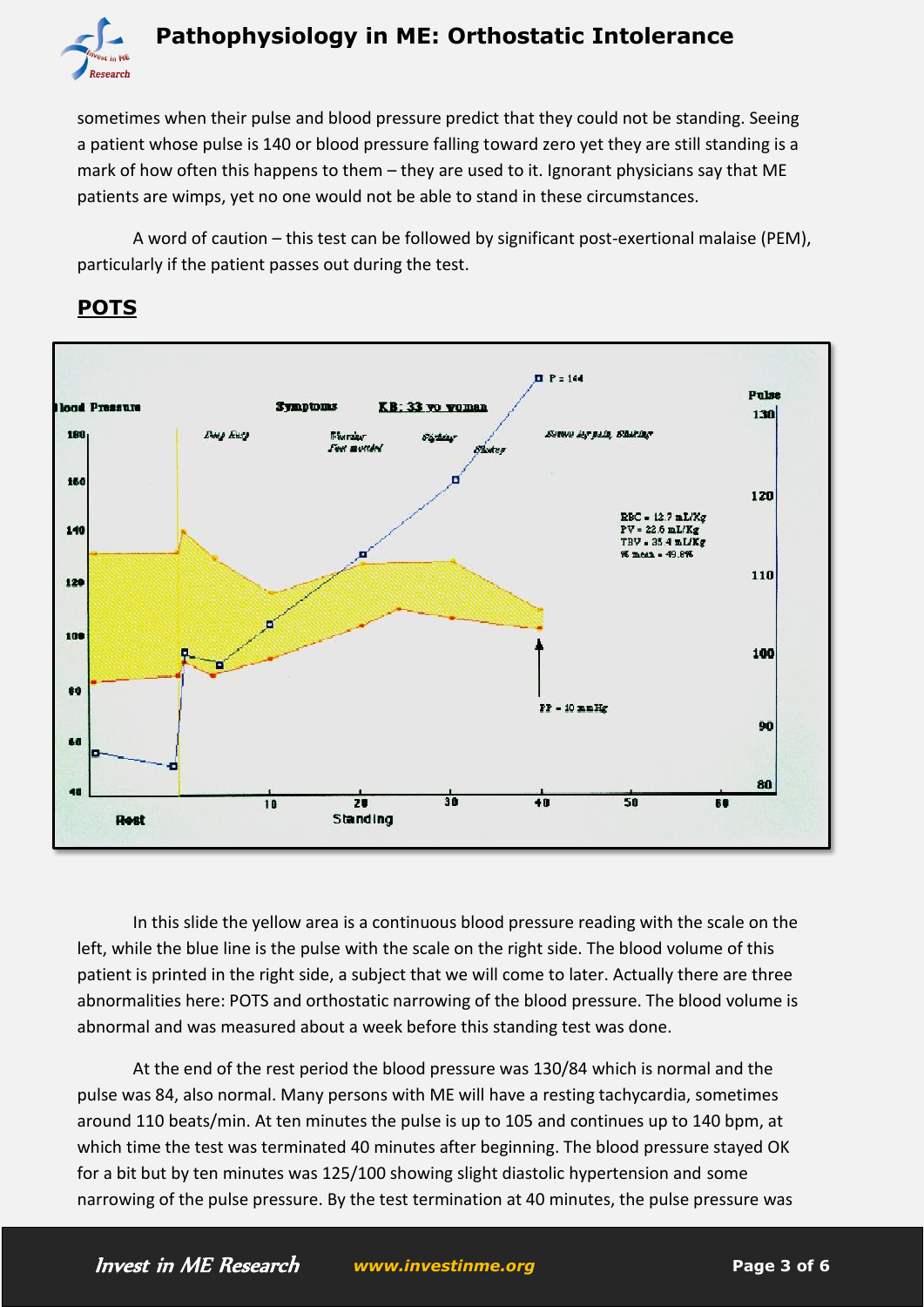sometimes when their pulse and blood pressure predict that they could not be standing. Seeing a patient whose pulse is 140 or blood pressure falling toward zero yet they are still standing is a mark of how often this happens to them – they are used to it. Ignorant physicians say that ME patients are wimps, yet no one would not be able to stand in these circumstances.

A word of caution – this test can be followed by significant post-exertional malaise (PEM), particularly if the patient passes out during the test.

## POTS

In this slide the yellow area is a continuous blood pressure reading with the scale on the left, while the blue line is the pulse with the scale on the right side. The blood volume of this patient is printed in the right side, a subject that we will come to later. Actually there are three abnormalities here: POTS and orthostatic narrowing of the blood pressure. The blood volume is abnormal and was measured about a week before this standing test was done.

At the end of the rest period the blood pressure was 130/84 which is normal and the pulse was 84, also normal. Many persons with ME will have a resting tachycardia, sometimes around 110 beats/min. At ten minutes the pulse is up to 105 and continues up to 140 bpm, at which time the test was terminated 40 minutes after beginning. The blood pressure stayed OK for a bit but by ten minutes was 125/100 showing slight diastolic hypertension and some narrowing of the pulse pressure. By the test termination at 40 minutes, the pulse pressure was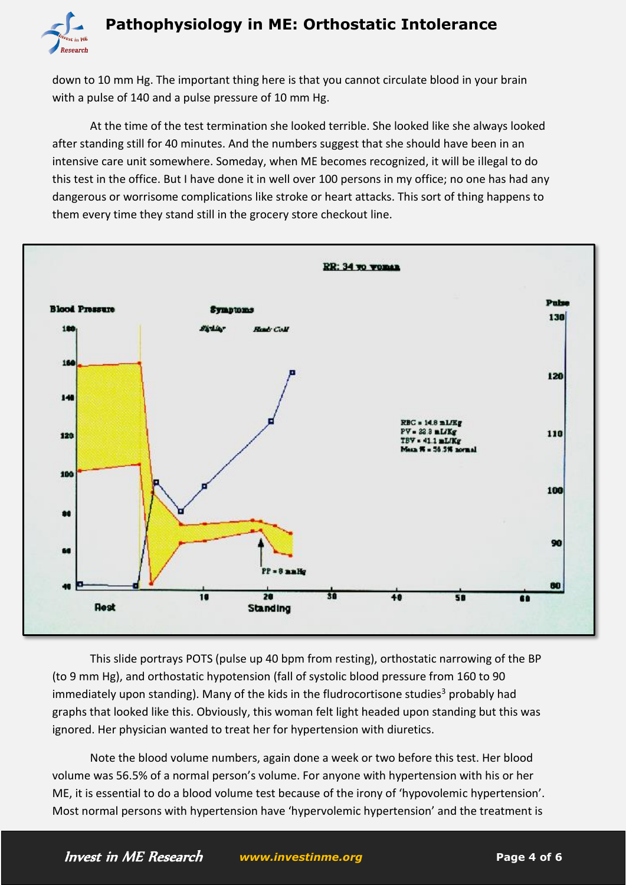down to 10 mm Hg. The important thing here is that you cannot circulate blood in your brain with a pulse of 140 and a pulse pressure of 10 mm Hg.

At the time of the test termination she looked terrible. She looked like she always looked after standing still for 40 minutes. And the numbers suggest that she should have been in an intensive care unit somewhere. Someday, when ME becomes recognized, it will be illegal to do this test in the office. But I have done it in well over 100 persons in my office; no one has had any dangerous or worrisome complications like stroke or heart attacks. This sort of thing happens to them every time they stand still in the grocery store checkout line.

This slide portrays POTS (pulse up 40 bpm from resting), orthostatic narrowing of the BP (to 9 mm Hg), and orthostatic hypotension (fall of systolic blood pressure from 160 to 90 immediately upon standing). Many of the kids in the fludrocortisone studies[3] probably had graphs that looked like this. Obviously, this woman felt light headed upon standing but this was ignored. Her physician wanted to treat her for hypertension with diuretics.

Note the blood volume numbers, again done a week or two before this test. Her blood volume was 56.5% of a normal person's volume. For anyone with hypertension with his or her ME, it is essential to do a blood volume test because of the irony of 'hypovolemic hypertension'. Most normal persons with hypertension have 'hypervolemic hypertension' and the treatment is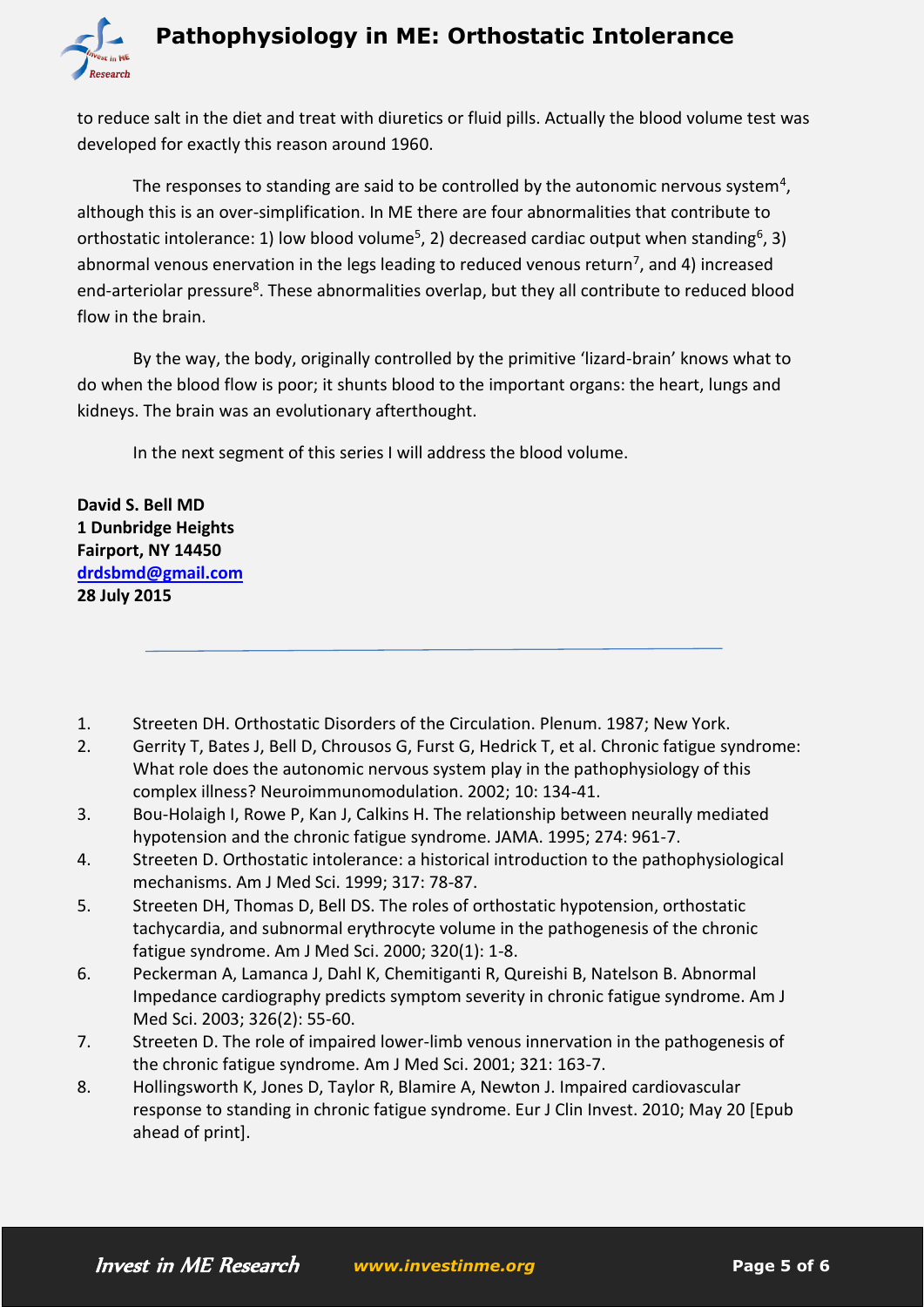to reduce salt in the diet and treat with diuretics or fluid pills. Actually the blood volume test was developed for exactly this reason around 1960.

The responses to standing are said to be controlled by the autonomic nervous system[4], although this is an over-simplification. In ME there are four abnormalities that contribute to orthostatic intolerance: 1) low blood volume[5], 2) decreased cardiac output when standing[6], 3) abnormal venous enervation in the legs leading to reduced venous return[7], and 4) increased end-arteriolar pressure[8]. These abnormalities overlap, but they all contribute to reduced blood flow in the brain.

By the way, the body, originally controlled by the primitive 'lizard-brain' knows what to do when the blood flow is poor; it shunts blood to the important organs: the heart, lungs and kidneys. The brain was an evolutionary afterthought.

In the next segment of this series I will address the blood volume.

**David S. Bell MD**
**1 Dunbridge Heights**
**Fairport, NY 14450**
**[drdsbmd@gmail.com](mailto:drdsbmd@gmail.com)**
**28 July 2015**

---

1. Streeten DH. Orthostatic Disorders of the Circulation. Plenum. 1987; New York.
2. Gerrity T, Bates J, Bell D, Chrousos G, Furst G, Hedrick T, et al. Chronic fatigue syndrome: What role does the autonomic nervous system play in the pathophysiology of this complex illness? Neuroimmunomodulation. 2002; 10: 134-41.
3. Bou-Holaigh I, Rowe P, Kan J, Calkins H. The relationship between neurally mediated hypotension and the chronic fatigue syndrome. JAMA. 1995; 274: 961-7.
4. Streeten D. Orthostatic intolerance: a historical introduction to the pathophysiological mechanisms. Am J Med Sci. 1999; 317: 78-87.
5. Streeten DH, Thomas D, Bell DS. The roles of orthostatic hypotension, orthostatic tachycardia, and subnormal erythrocyte volume in the pathogenesis of the chronic fatigue syndrome. Am J Med Sci. 2000; 320(1): 1-8.
6. Peckerman A, Lamanca J, Dahl K, Chemitiganti R, Qureishi B, Natelson B. Abnormal Impedance cardiography predicts symptom severity in chronic fatigue syndrome. Am J Med Sci. 2003; 326(2): 55-60.
7. Streeten D. The role of impaired lower-limb venous innervation in the pathogenesis of the chronic fatigue syndrome. Am J Med Sci. 2001; 321: 163-7.
8. Hollingsworth K, Jones D, Taylor R, Blamire A, Newton J. Impaired cardiovascular response to standing in chronic fatigue syndrome. Eur J Clin Invest. 2010; May 20 [Epub ahead of print].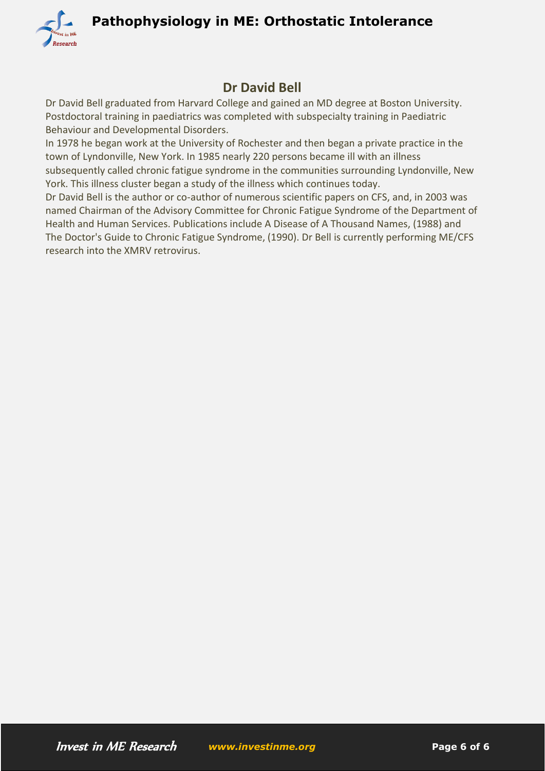## Dr David Bell

Dr David Bell graduated from Harvard College and gained an MD degree at Boston University. Postdoctoral training in paediatrics was completed with subspecialty training in Paediatric Behaviour and Developmental Disorders.

In 1978 he began work at the University of Rochester and then began a private practice in the town of Lyndonville, New York. In 1985 nearly 220 persons became ill with an illness subsequently called chronic fatigue syndrome in the communities surrounding Lyndonville, New York. This illness cluster began a study of the illness which continues today.

Dr David Bell is the author or co-author of numerous scientific papers on CFS, and, in 2003 was named Chairman of the Advisory Committee for Chronic Fatigue Syndrome of the Department of Health and Human Services. Publications include A Disease of A Thousand Names, (1988) and The Doctor's Guide to Chronic Fatigue Syndrome, (1990). Dr Bell is currently performing ME/CFS research into the XMRV retrovirus.